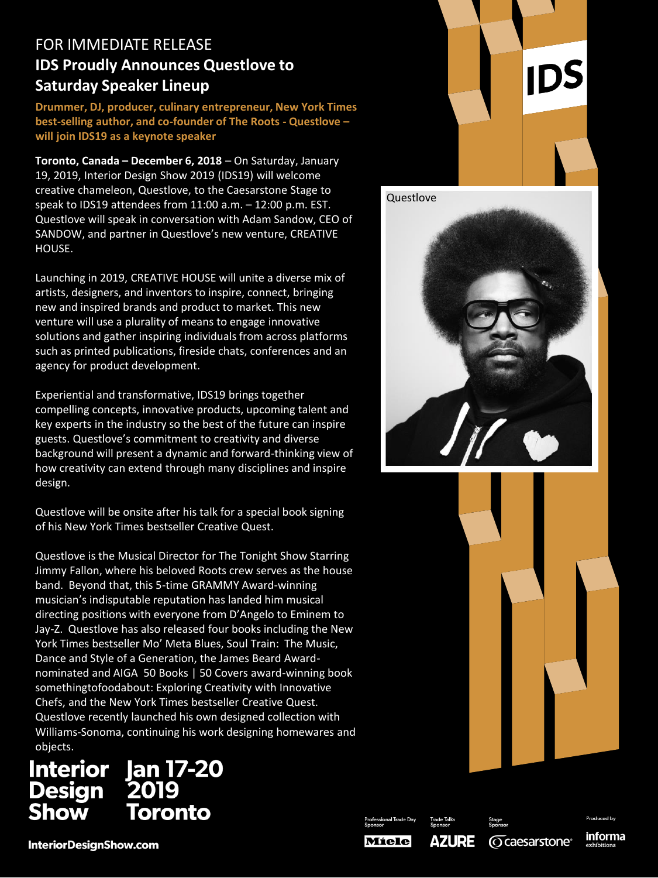FOR IMMEDIATE RELEASE

# IDS Proudly Announces Questlove to Saturday Speaker Lineup

**Drummer, DJ, producer, culinary entrepreneur, New York Times best-selling author, and co-founder of The Roots - Questlove – will join IDS19 as a keynote speaker**

**Toronto, Canada – December 6, 2018** – On Saturday, January 19, 2019, Interior Design Show 2019 (IDS19) will welcome creative chameleon, Questlove, to the Caesarstone Stage to speak to IDS19 attendees from 11:00 a.m. – 12:00 p.m. EST. Questlove will speak in conversation with Adam Sandow, CEO of SANDOW, and partner in Questlove's new venture, CREATIVE HOUSE.

Launching in 2019, CREATIVE HOUSE will unite a diverse mix of artists, designers, and inventors to inspire, connect, bringing new and inspired brands and product to market. This new venture will use a plurality of means to engage innovative solutions and gather inspiring individuals from across platforms such as printed publications, fireside chats, conferences and an agency for product development.

Experiential and transformative, IDS19 brings together compelling concepts, innovative products, upcoming talent and key experts in the industry so the best of the future can inspire guests. Questlove's commitment to creativity and diverse background will present a dynamic and forward-thinking view of how creativity can extend through many disciplines and inspire design.

Questlove will be onsite after his talk for a special book signing of his New York Times bestseller Creative Quest.

Questlove is the Musical Director for The Tonight Show Starring Jimmy Fallon, where his beloved Roots crew serves as the house band. Beyond that, this 5-time GRAMMY Award-winning musician's indisputable reputation has landed him musical directing positions with everyone from D'Angelo to Eminem to Jay-Z. Questlove has also released four books including the New York Times bestseller Mo' Meta Blues, Soul Train: The Music, Dance and Style of a Generation, the James Beard Award-nominated and AIGA 50 Books | 50 Covers award-winning book somethingtofoodabout: Exploring Creativity with Innovative Chefs, and the New York Times bestseller Creative Quest. Questlove recently launched his own designed collection with Williams-Sonoma, continuing his work designing homewares and objects.

Questlove

**Interior Design Show**
**Jan 17-20 2019 Toronto**

**InteriorDesignShow.com**

Professional Trade Day Sponsor: Miele | Trade Talks Sponsor: AZURE | Stage Sponsor: caesarstone | Produced by: informa exhibitions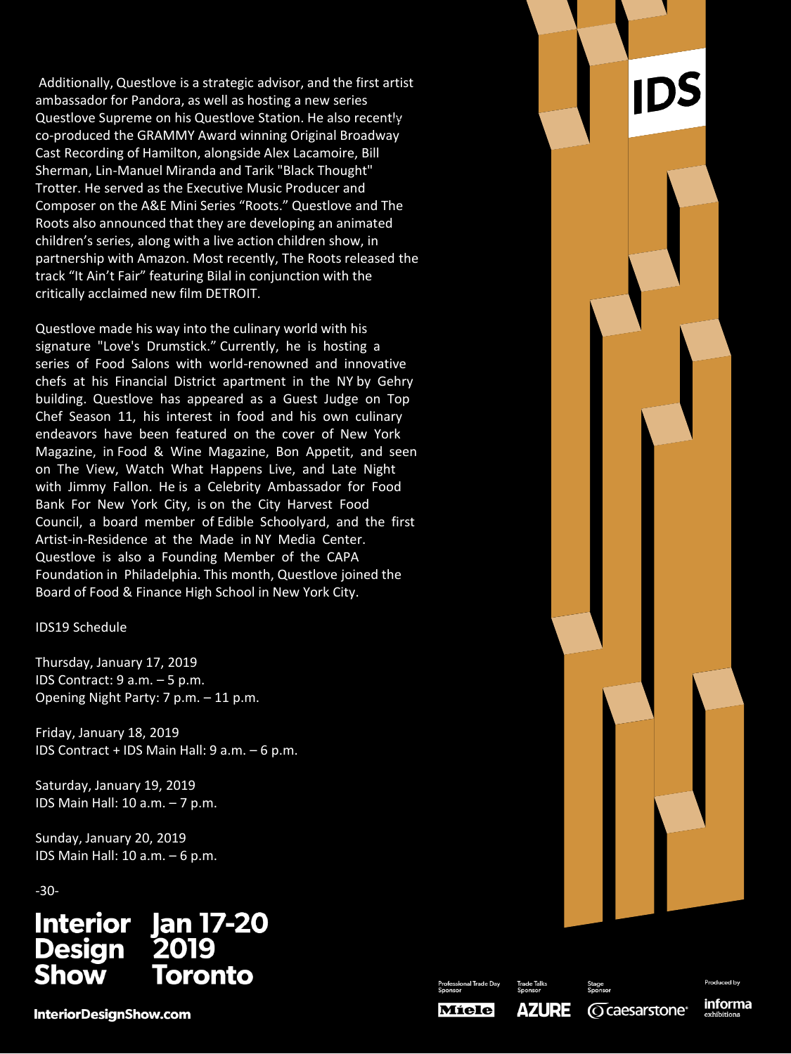Additionally, Questlove is a strategic advisor, and the first artist ambassador for Pandora, as well as hosting a new series Questlove Supreme on his Questlove Station. He also recently co-produced the GRAMMY Award winning Original Broadway Cast Recording of Hamilton, alongside Alex Lacamoire, Bill Sherman, Lin-Manuel Miranda and Tarik "Black Thought" Trotter. He served as the Executive Music Producer and Composer on the A&E Mini Series "Roots." Questlove and The Roots also announced that they are developing an animated children's series, along with a live action children show, in partnership with Amazon. Most recently, The Roots released the track "It Ain't Fair" featuring Bilal in conjunction with the critically acclaimed new film DETROIT.

Questlove made his way into the culinary world with his signature "Love's Drumstick." Currently, he is hosting a series of Food Salons with world-renowned and innovative chefs at his Financial District apartment in the NY by Gehry building. Questlove has appeared as a Guest Judge on Top Chef Season 11, his interest in food and his own culinary endeavors have been featured on the cover of New York Magazine, in Food & Wine Magazine, Bon Appetit, and seen on The View, Watch What Happens Live, and Late Night with Jimmy Fallon. He is a Celebrity Ambassador for Food Bank For New York City, is on the City Harvest Food Council, a board member of Edible Schoolyard, and the first Artist-in-Residence at the Made in NY Media Center. Questlove is also a Founding Member of the CAPA Foundation in Philadelphia. This month, Questlove joined the Board of Food & Finance High School in New York City.

IDS19 Schedule

Thursday, January 17, 2019
IDS Contract: 9 a.m. – 5 p.m.
Opening Night Party: 7 p.m. – 11 p.m.

Friday, January 18, 2019
IDS Contract + IDS Main Hall: 9 a.m. – 6 p.m.

Saturday, January 19, 2019
IDS Main Hall: 10 a.m. – 7 p.m.

Sunday, January 20, 2019
IDS Main Hall: 10 a.m. – 6 p.m.

-30-

**Interior Design Show**
**Jan 17-20 2019 Toronto**

**InteriorDesignShow.com**

IDS

Professional Trade Day Sponsor: Miele | Trade Talks Sponsor: AZURE | Stage Sponsor: caesarstone | Produced by informa exhibitions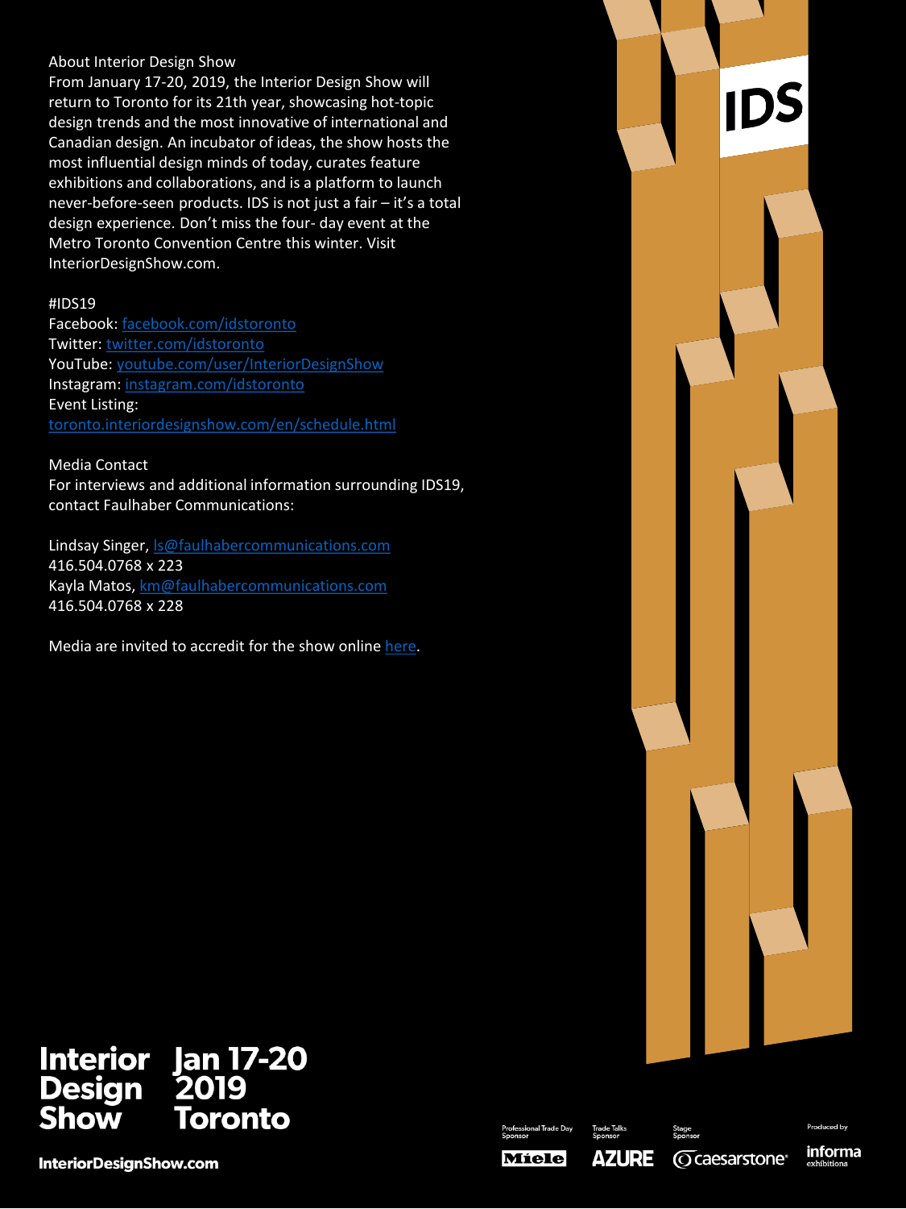About Interior Design Show

From January 17-20, 2019, the Interior Design Show will return to Toronto for its 21th year, showcasing hot-topic design trends and the most innovative of international and Canadian design. An incubator of ideas, the show hosts the most influential design minds of today, curates feature exhibitions and collaborations, and is a platform to launch never-before-seen products. IDS is not just a fair – it's a total design experience. Don't miss the four- day event at the Metro Toronto Convention Centre this winter. Visit InteriorDesignShow.com.

#IDS19
Facebook: facebook.com/idstoronto
Twitter: twitter.com/idstoronto
YouTube: youtube.com/user/InteriorDesignShow
Instagram: instagram.com/idstoronto
Event Listing:
toronto.interiordesignshow.com/en/schedule.html

Media Contact
For interviews and additional information surrounding IDS19, contact Faulhaber Communications:

Lindsay Singer, ls@faulhabercommunications.com
416.504.0768 x 223
Kayla Matos, km@faulhabercommunications.com
416.504.0768 x 228

Media are invited to accredit for the show online here.

IDS

**Interior Design Show** **Jan 17-20 2019 Toronto**

**InteriorDesignShow.com**

Professional Trade Day Sponsor Miele | Trade Talks Sponsor AZURE | Stage Sponsor caesarstone | Produced by informa exhibitions